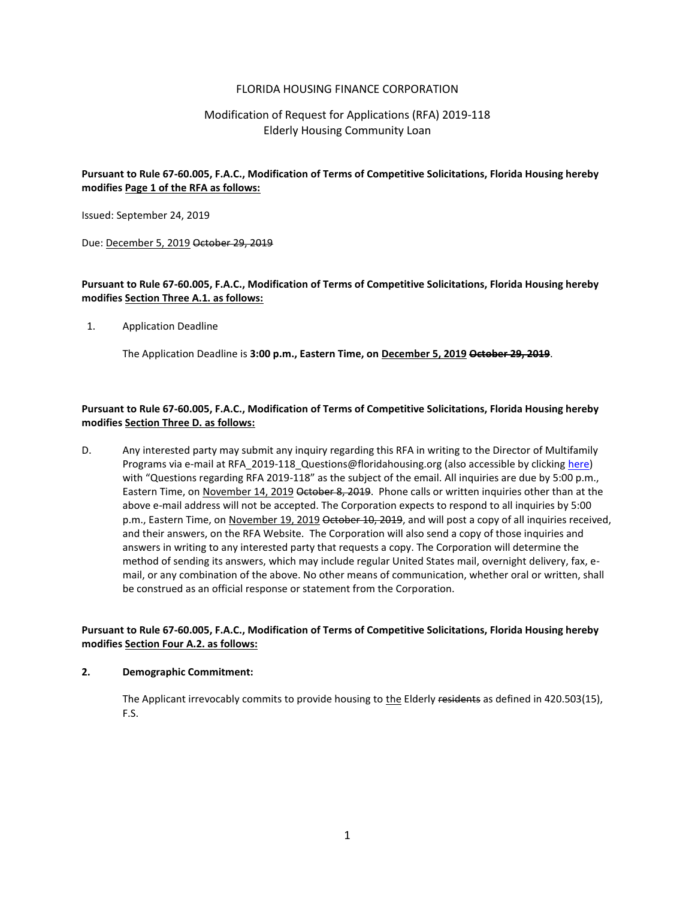FLORIDA HOUSING FINANCE CORPORATION

Modification of Request for Applications (RFA) 2019-118
Elderly Housing Community Loan

**Pursuant to Rule 67-60.005, F.A.C., Modification of Terms of Competitive Solicitations, Florida Housing hereby modifies <u>Page 1 of the RFA as follows:</u>**

Issued: September 24, 2019

Due: <u>December 5, 2019</u> ~~October 29, 2019~~

**Pursuant to Rule 67-60.005, F.A.C., Modification of Terms of Competitive Solicitations, Florida Housing hereby modifies <u>Section Three A.1. as follows:</u>**

1. Application Deadline

   The Application Deadline is **3:00 p.m., Eastern Time, on <u>December 5, 2019</u> ~~October 29, 2019~~**.

**Pursuant to Rule 67-60.005, F.A.C., Modification of Terms of Competitive Solicitations, Florida Housing hereby modifies <u>Section Three D. as follows:</u>**

D. Any interested party may submit any inquiry regarding this RFA in writing to the Director of Multifamily Programs via e-mail at RFA_2019-118_Questions@floridahousing.org (also accessible by clicking here) with "Questions regarding RFA 2019-118" as the subject of the email. All inquiries are due by 5:00 p.m., Eastern Time, on <u>November 14, 2019</u> ~~October 8, 2019~~. Phone calls or written inquiries other than at the above e-mail address will not be accepted. The Corporation expects to respond to all inquiries by 5:00 p.m., Eastern Time, on <u>November 19, 2019</u> ~~October 10, 2019~~, and will post a copy of all inquiries received, and their answers, on the RFA Website. The Corporation will also send a copy of those inquiries and answers in writing to any interested party that requests a copy. The Corporation will determine the method of sending its answers, which may include regular United States mail, overnight delivery, fax, e-mail, or any combination of the above. No other means of communication, whether oral or written, shall be construed as an official response or statement from the Corporation.

**Pursuant to Rule 67-60.005, F.A.C., Modification of Terms of Competitive Solicitations, Florida Housing hereby modifies <u>Section Four A.2. as follows:</u>**

**2. Demographic Commitment:**

The Applicant irrevocably commits to provide housing to <u>the</u> Elderly ~~residents~~ as defined in 420.503(15), F.S.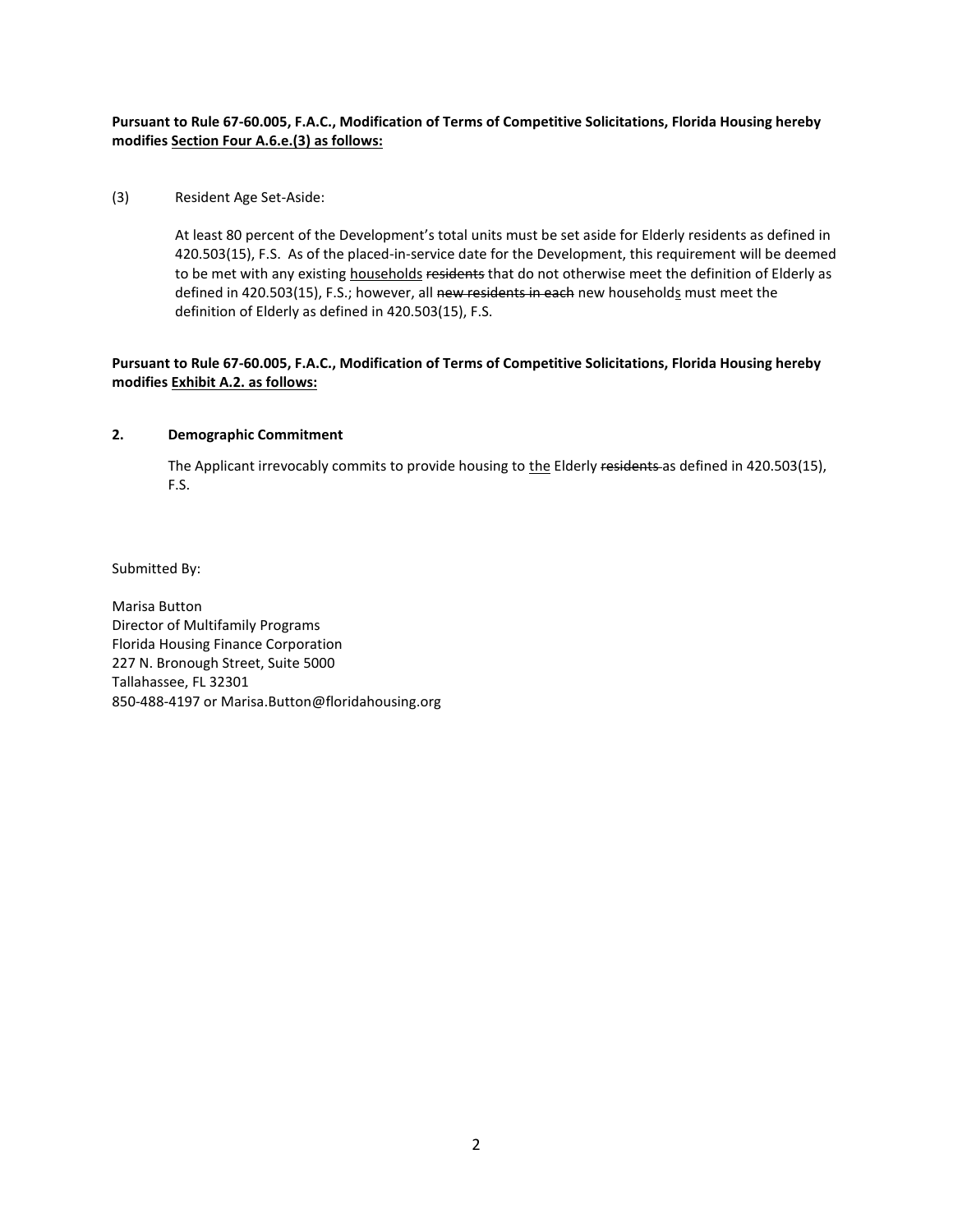**Pursuant to Rule 67-60.005, F.A.C., Modification of Terms of Competitive Solicitations, Florida Housing hereby modifies <u>Section Four A.6.e.(3) as follows:</u>**

(3) Resident Age Set-Aside:

At least 80 percent of the Development's total units must be set aside for Elderly residents as defined in 420.503(15), F.S. As of the placed-in-service date for the Development, this requirement will be deemed to be met with any existing <u>households</u> ~~residents~~ that do not otherwise meet the definition of Elderly as defined in 420.503(15), F.S.; however, all ~~new residents in each~~ new household<u>s</u> must meet the definition of Elderly as defined in 420.503(15), F.S.

**Pursuant to Rule 67-60.005, F.A.C., Modification of Terms of Competitive Solicitations, Florida Housing hereby modifies <u>Exhibit A.2. as follows:</u>**

**2. Demographic Commitment**

The Applicant irrevocably commits to provide housing to <u>the</u> Elderly ~~residents~~ as defined in 420.503(15), F.S.

Submitted By:

Marisa Button
Director of Multifamily Programs
Florida Housing Finance Corporation
227 N. Bronough Street, Suite 5000
Tallahassee, FL 32301
850-488-4197 or Marisa.Button@floridahousing.org